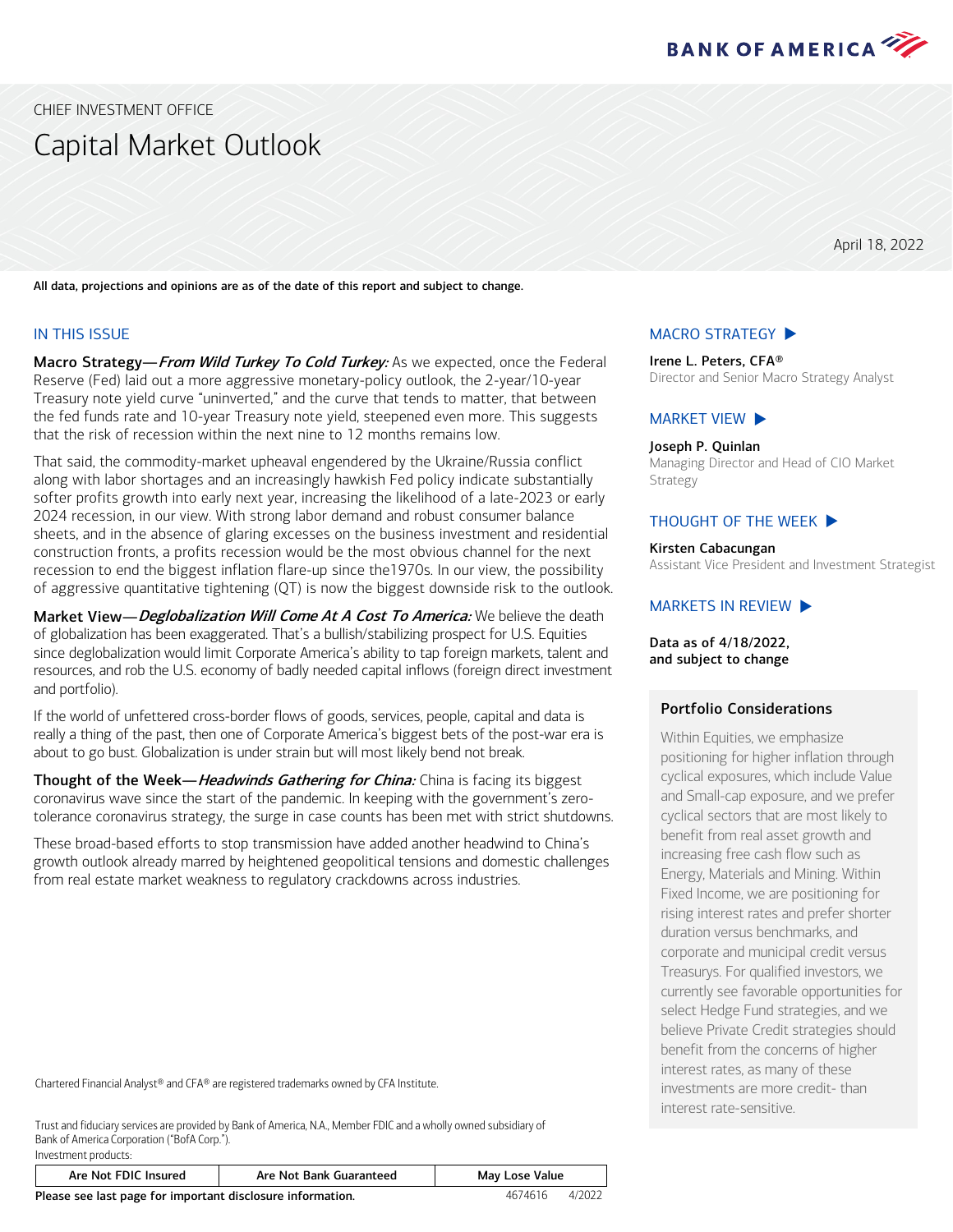CHIEF INVESTMENT OFFICE

# Capital Market Outlook

April 18, 2022

**All data, projections and opinions are as of the date of this report and subject to change.**

## IN THIS ISSUE

**Macro Strategy—*From Wild Turkey To Cold Turkey:*** As we expected, once the Federal Reserve (Fed) laid out a more aggressive monetary-policy outlook, the 2-year/10-year Treasury note yield curve "uninverted," and the curve that tends to matter, that between the fed funds rate and 10-year Treasury note yield, steepened even more. This suggests that the risk of recession within the next nine to 12 months remains low.

That said, the commodity-market upheaval engendered by the Ukraine/Russia conflict along with labor shortages and an increasingly hawkish Fed policy indicate substantially softer profits growth into early next year, increasing the likelihood of a late-2023 or early 2024 recession, in our view. With strong labor demand and robust consumer balance sheets, and in the absence of glaring excesses on the business investment and residential construction fronts, a profits recession would be the most obvious channel for the next recession to end the biggest inflation flare-up since the1970s. In our view, the possibility of aggressive quantitative tightening (QT) is now the biggest downside risk to the outlook.

**Market View—*Deglobalization Will Come At A Cost To America:*** We believe the death of globalization has been exaggerated. That's a bullish/stabilizing prospect for U.S. Equities since deglobalization would limit Corporate America's ability to tap foreign markets, talent and resources, and rob the U.S. economy of badly needed capital inflows (foreign direct investment and portfolio).

If the world of unfettered cross-border flows of goods, services, people, capital and data is really a thing of the past, then one of Corporate America's biggest bets of the post-war era is about to go bust. Globalization is under strain but will most likely bend not break.

**Thought of the Week—*Headwinds Gathering for China:*** China is facing its biggest coronavirus wave since the start of the pandemic. In keeping with the government's zero-tolerance coronavirus strategy, the surge in case counts has been met with strict shutdowns.

These broad-based efforts to stop transmission have added another headwind to China's growth outlook already marred by heightened geopolitical tensions and domestic challenges from real estate market weakness to regulatory crackdowns across industries.

### MACRO STRATEGY ▶

**Irene L. Peters, CFA®**
Director and Senior Macro Strategy Analyst

### MARKET VIEW ▶

**Joseph P. Quinlan**
Managing Director and Head of CIO Market Strategy

### THOUGHT OF THE WEEK ▶

**Kirsten Cabacungan**
Assistant Vice President and Investment Strategist

### MARKETS IN REVIEW ▶

**Data as of 4/18/2022, and subject to change**

### Portfolio Considerations

Within Equities, we emphasize positioning for higher inflation through cyclical exposures, which include Value and Small-cap exposure, and we prefer cyclical sectors that are most likely to benefit from real asset growth and increasing free cash flow such as Energy, Materials and Mining. Within Fixed Income, we are positioning for rising interest rates and prefer shorter duration versus benchmarks, and corporate and municipal credit versus Treasurys. For qualified investors, we currently see favorable opportunities for select Hedge Fund strategies, and we believe Private Credit strategies should benefit from the concerns of higher interest rates, as many of these investments are more credit- than interest rate-sensitive.

Chartered Financial Analyst® and CFA® are registered trademarks owned by CFA Institute.

Trust and fiduciary services are provided by Bank of America, N.A., Member FDIC and a wholly owned subsidiary of Bank of America Corporation ("BofA Corp.").
Investment products:

| Are Not FDIC Insured | Are Not Bank Guaranteed | May Lose Value |
|---|---|---|

**Please see last page for important disclosure information.** 4674616 4/2022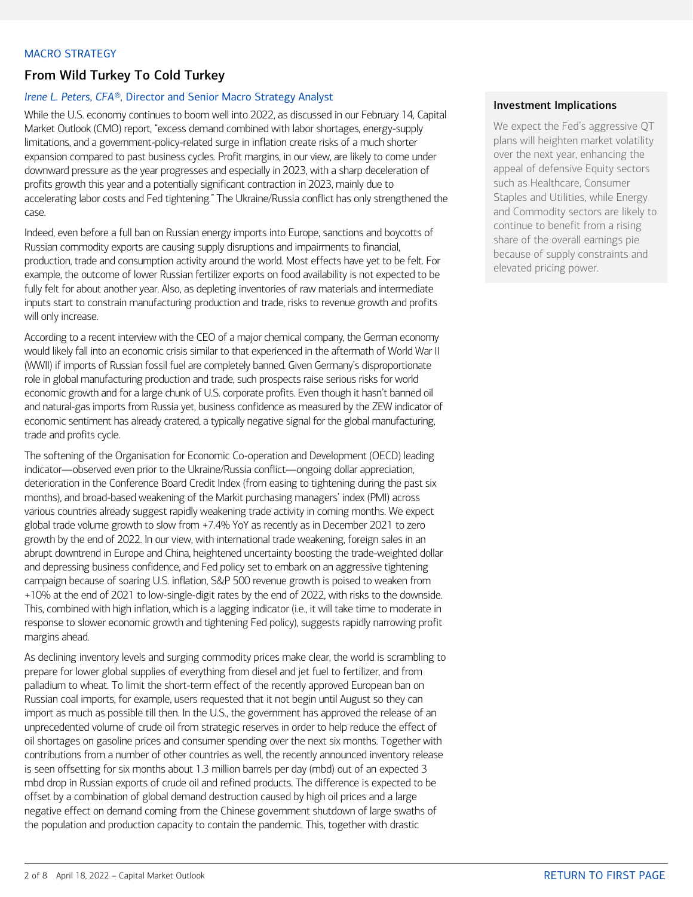MACRO STRATEGY

## From Wild Turkey To Cold Turkey

*Irene L. Peters, CFA®*, Director and Senior Macro Strategy Analyst

While the U.S. economy continues to boom well into 2022, as discussed in our February 14, Capital Market Outlook (CMO) report, "excess demand combined with labor shortages, energy-supply limitations, and a government-policy-related surge in inflation create risks of a much shorter expansion compared to past business cycles. Profit margins, in our view, are likely to come under downward pressure as the year progresses and especially in 2023, with a sharp deceleration of profits growth this year and a potentially significant contraction in 2023, mainly due to accelerating labor costs and Fed tightening." The Ukraine/Russia conflict has only strengthened the case.

Indeed, even before a full ban on Russian energy imports into Europe, sanctions and boycotts of Russian commodity exports are causing supply disruptions and impairments to financial, production, trade and consumption activity around the world. Most effects have yet to be felt. For example, the outcome of lower Russian fertilizer exports on food availability is not expected to be fully felt for about another year. Also, as depleting inventories of raw materials and intermediate inputs start to constrain manufacturing production and trade, risks to revenue growth and profits will only increase.

According to a recent interview with the CEO of a major chemical company, the German economy would likely fall into an economic crisis similar to that experienced in the aftermath of World War II (WWII) if imports of Russian fossil fuel are completely banned. Given Germany's disproportionate role in global manufacturing production and trade, such prospects raise serious risks for world economic growth and for a large chunk of U.S. corporate profits. Even though it hasn't banned oil and natural-gas imports from Russia yet, business confidence as measured by the ZEW indicator of economic sentiment has already cratered, a typically negative signal for the global manufacturing, trade and profits cycle.

The softening of the Organisation for Economic Co-operation and Development (OECD) leading indicator—observed even prior to the Ukraine/Russia conflict—ongoing dollar appreciation, deterioration in the Conference Board Credit Index (from easing to tightening during the past six months), and broad-based weakening of the Markit purchasing managers' index (PMI) across various countries already suggest rapidly weakening trade activity in coming months. We expect global trade volume growth to slow from +7.4% YoY as recently as in December 2021 to zero growth by the end of 2022. In our view, with international trade weakening, foreign sales in an abrupt downtrend in Europe and China, heightened uncertainty boosting the trade-weighted dollar and depressing business confidence, and Fed policy set to embark on an aggressive tightening campaign because of soaring U.S. inflation, S&P 500 revenue growth is poised to weaken from +10% at the end of 2021 to low-single-digit rates by the end of 2022, with risks to the downside. This, combined with high inflation, which is a lagging indicator (i.e., it will take time to moderate in response to slower economic growth and tightening Fed policy), suggests rapidly narrowing profit margins ahead.

As declining inventory levels and surging commodity prices make clear, the world is scrambling to prepare for lower global supplies of everything from diesel and jet fuel to fertilizer, and from palladium to wheat. To limit the short-term effect of the recently approved European ban on Russian coal imports, for example, users requested that it not begin until August so they can import as much as possible till then. In the U.S., the government has approved the release of an unprecedented volume of crude oil from strategic reserves in order to help reduce the effect of oil shortages on gasoline prices and consumer spending over the next six months. Together with contributions from a number of other countries as well, the recently announced inventory release is seen offsetting for six months about 1.3 million barrels per day (mbd) out of an expected 3 mbd drop in Russian exports of crude oil and refined products. The difference is expected to be offset by a combination of global demand destruction caused by high oil prices and a large negative effect on demand coming from the Chinese government shutdown of large swaths of the population and production capacity to contain the pandemic. This, together with drastic

### Investment Implications

We expect the Fed's aggressive QT plans will heighten market volatility over the next year, enhancing the appeal of defensive Equity sectors such as Healthcare, Consumer Staples and Utilities, while Energy and Commodity sectors are likely to continue to benefit from a rising share of the overall earnings pie because of supply constraints and elevated pricing power.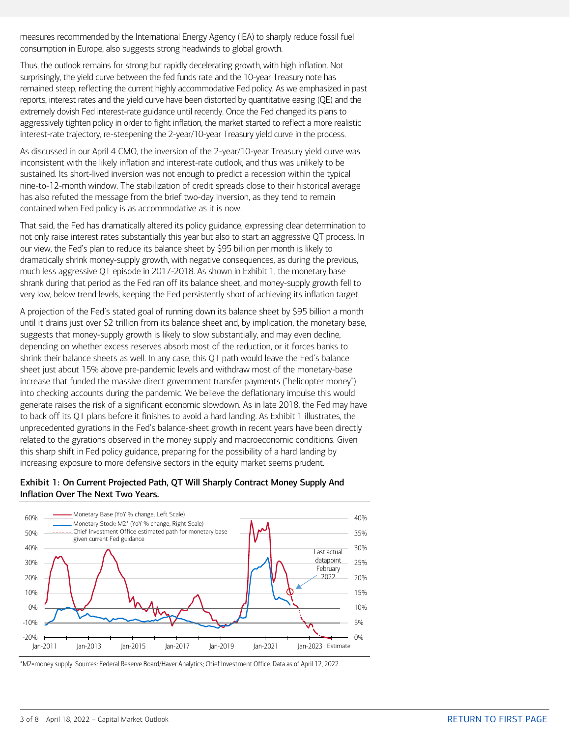measures recommended by the International Energy Agency (IEA) to sharply reduce fossil fuel consumption in Europe, also suggests strong headwinds to global growth.

Thus, the outlook remains for strong but rapidly decelerating growth, with high inflation. Not surprisingly, the yield curve between the fed funds rate and the 10-year Treasury note has remained steep, reflecting the current highly accommodative Fed policy. As we emphasized in past reports, interest rates and the yield curve have been distorted by quantitative easing (QE) and the extremely dovish Fed interest-rate guidance until recently. Once the Fed changed its plans to aggressively tighten policy in order to fight inflation, the market started to reflect a more realistic interest-rate trajectory, re-steepening the 2-year/10-year Treasury yield curve in the process.

As discussed in our April 4 CMO, the inversion of the 2-year/10-year Treasury yield curve was inconsistent with the likely inflation and interest-rate outlook, and thus was unlikely to be sustained. Its short-lived inversion was not enough to predict a recession within the typical nine-to-12-month window. The stabilization of credit spreads close to their historical average has also refuted the message from the brief two-day inversion, as they tend to remain contained when Fed policy is as accommodative as it is now.

That said, the Fed has dramatically altered its policy guidance, expressing clear determination to not only raise interest rates substantially this year but also to start an aggressive QT process. In our view, the Fed's plan to reduce its balance sheet by $95 billion per month is likely to dramatically shrink money-supply growth, with negative consequences, as during the previous, much less aggressive QT episode in 2017-2018. As shown in Exhibit 1, the monetary base shrank during that period as the Fed ran off its balance sheet, and money-supply growth fell to very low, below trend levels, keeping the Fed persistently short of achieving its inflation target.

A projection of the Fed's stated goal of running down its balance sheet by $95 billion a month until it drains just over $2 trillion from its balance sheet and, by implication, the monetary base, suggests that money-supply growth is likely to slow substantially, and may even decline, depending on whether excess reserves absorb most of the reduction, or it forces banks to shrink their balance sheets as well. In any case, this QT path would leave the Fed's balance sheet just about 15% above pre-pandemic levels and withdraw most of the monetary-base increase that funded the massive direct government transfer payments ("helicopter money") into checking accounts during the pandemic. We believe the deflationary impulse this would generate raises the risk of a significant economic slowdown. As in late 2018, the Fed may have to back off its QT plans before it finishes to avoid a hard landing. As Exhibit 1 illustrates, the unprecedented gyrations in the Fed's balance-sheet growth in recent years have been directly related to the gyrations observed in the money supply and macroeconomic conditions. Given this sharp shift in Fed policy guidance, preparing for the possibility of a hard landing by increasing exposure to more defensive sectors in the equity market seems prudent.

**Exhibit 1: On Current Projected Path, QT Will Sharply Contract Money Supply And Inflation Over The Next Two Years.**

*M2=money supply. Sources: Federal Reserve Board/Haver Analytics; Chief Investment Office. Data as of April 12, 2022.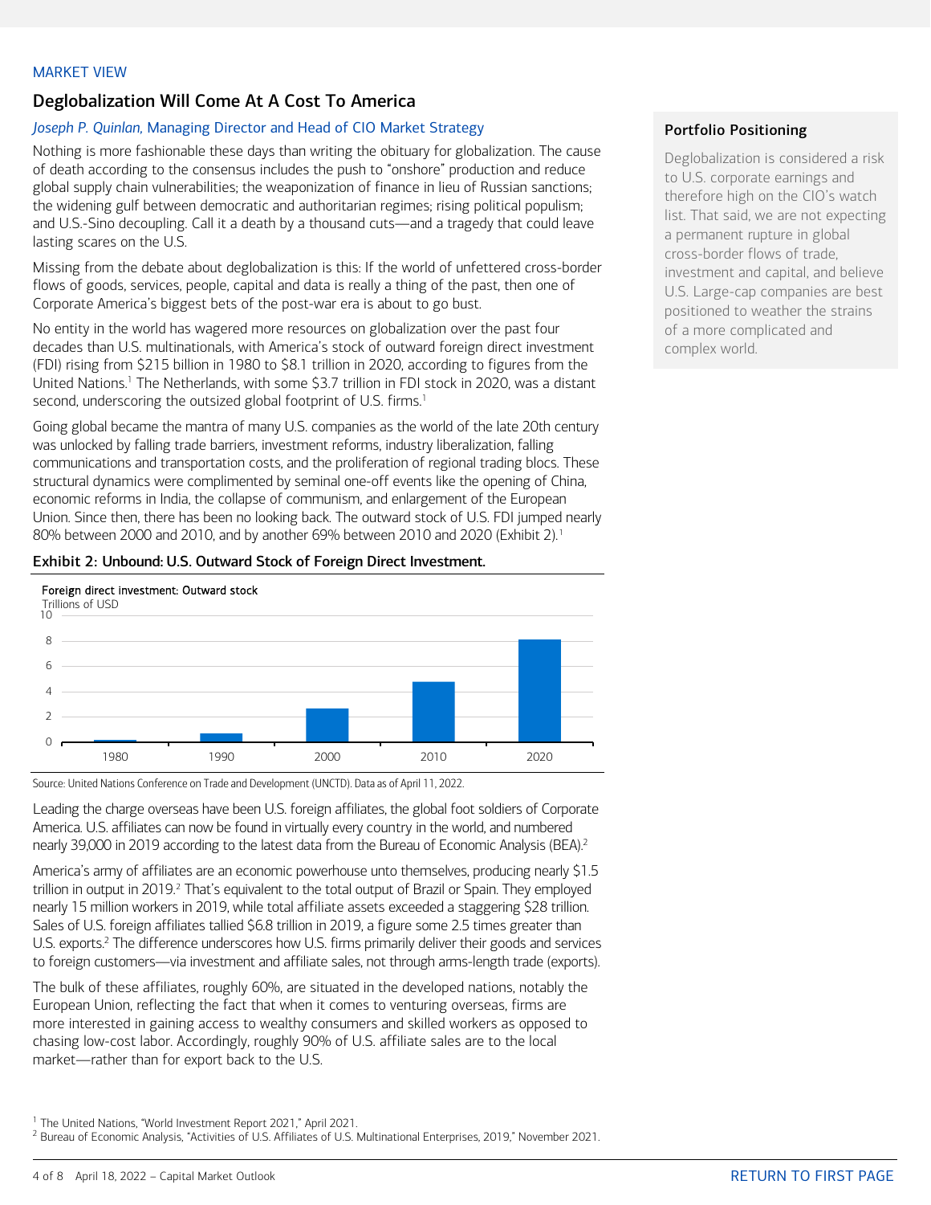MARKET VIEW

## Deglobalization Will Come At A Cost To America

*Joseph P. Quinlan,* Managing Director and Head of CIO Market Strategy

Nothing is more fashionable these days than writing the obituary for globalization. The cause of death according to the consensus includes the push to "onshore" production and reduce global supply chain vulnerabilities; the weaponization of finance in lieu of Russian sanctions; the widening gulf between democratic and authoritarian regimes; rising political populism; and U.S.-Sino decoupling. Call it a death by a thousand cuts—and a tragedy that could leave lasting scares on the U.S.

Missing from the debate about deglobalization is this: If the world of unfettered cross-border flows of goods, services, people, capital and data is really a thing of the past, then one of Corporate America's biggest bets of the post-war era is about to go bust.

No entity in the world has wagered more resources on globalization over the past four decades than U.S. multinationals, with America's stock of outward foreign direct investment (FDI) rising from $215 billion in 1980 to $8.1 trillion in 2020, according to figures from the United Nations.[1] The Netherlands, with some $3.7 trillion in FDI stock in 2020, was a distant second, underscoring the outsized global footprint of U.S. firms.[1]

Going global became the mantra of many U.S. companies as the world of the late 20th century was unlocked by falling trade barriers, investment reforms, industry liberalization, falling communications and transportation costs, and the proliferation of regional trading blocs. These structural dynamics were complimented by seminal one-off events like the opening of China, economic reforms in India, the collapse of communism, and enlargement of the European Union. Since then, there has been no looking back. The outward stock of U.S. FDI jumped nearly 80% between 2000 and 2010, and by another 69% between 2010 and 2020 (Exhibit 2).[1]

**Exhibit 2: Unbound: U.S. Outward Stock of Foreign Direct Investment.**

Foreign direct investment: Outward stock
Trillions of USD

Source: United Nations Conference on Trade and Development (UNCTD). Data as of April 11, 2022.

Leading the charge overseas have been U.S. foreign affiliates, the global foot soldiers of Corporate America. U.S. affiliates can now be found in virtually every country in the world, and numbered nearly 39,000 in 2019 according to the latest data from the Bureau of Economic Analysis (BEA).[2]

America's army of affiliates are an economic powerhouse unto themselves, producing nearly $1.5 trillion in output in 2019.[2] That's equivalent to the total output of Brazil or Spain. They employed nearly 15 million workers in 2019, while total affiliate assets exceeded a staggering $28 trillion. Sales of U.S. foreign affiliates tallied $6.8 trillion in 2019, a figure some 2.5 times greater than U.S. exports.[2] The difference underscores how U.S. firms primarily deliver their goods and services to foreign customers—via investment and affiliate sales, not through arms-length trade (exports).

The bulk of these affiliates, roughly 60%, are situated in the developed nations, notably the European Union, reflecting the fact that when it comes to venturing overseas, firms are more interested in gaining access to wealthy consumers and skilled workers as opposed to chasing low-cost labor. Accordingly, roughly 90% of U.S. affiliate sales are to the local market—rather than for export back to the U.S.

### Portfolio Positioning

Deglobalization is considered a risk to U.S. corporate earnings and therefore high on the CIO's watch list. That said, we are not expecting a permanent rupture in global cross-border flows of trade, investment and capital, and believe U.S. Large-cap companies are best positioned to weather the strains of a more complicated and complex world.

[1] The United Nations, "World Investment Report 2021," April 2021.
[2] Bureau of Economic Analysis, "Activities of U.S. Affiliates of U.S. Multinational Enterprises, 2019," November 2021.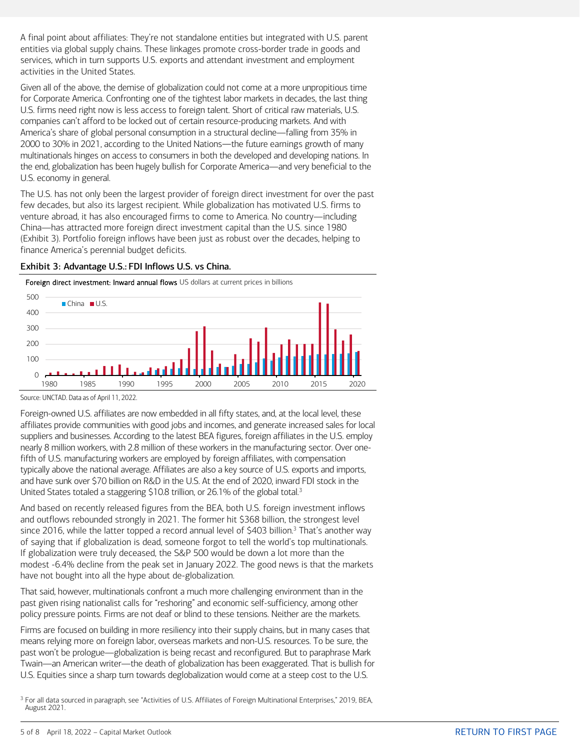A final point about affiliates: They're not standalone entities but integrated with U.S. parent entities via global supply chains. These linkages promote cross-border trade in goods and services, which in turn supports U.S. exports and attendant investment and employment activities in the United States.

Given all of the above, the demise of globalization could not come at a more unpropitious time for Corporate America. Confronting one of the tightest labor markets in decades, the last thing U.S. firms need right now is less access to foreign talent. Short of critical raw materials, U.S. companies can't afford to be locked out of certain resource-producing markets. And with America's share of global personal consumption in a structural decline—falling from 35% in 2000 to 30% in 2021, according to the United Nations—the future earnings growth of many multinationals hinges on access to consumers in both the developed and developing nations. In the end, globalization has been hugely bullish for Corporate America—and very beneficial to the U.S. economy in general.

The U.S. has not only been the largest provider of foreign direct investment for over the past few decades, but also its largest recipient. While globalization has motivated U.S. firms to venture abroad, it has also encouraged firms to come to America. No country—including China—has attracted more foreign direct investment capital than the U.S. since 1980 (Exhibit 3). Portfolio foreign inflows have been just as robust over the decades, helping to finance America's perennial budget deficits.

**Exhibit 3: Advantage U.S.: FDI Inflows U.S. vs China.**

Foreign direct investment: Inward annual flows US dollars at current prices in billions

Source: UNCTAD. Data as of April 11, 2022.

Foreign-owned U.S. affiliates are now embedded in all fifty states, and, at the local level, these affiliates provide communities with good jobs and incomes, and generate increased sales for local suppliers and businesses. According to the latest BEA figures, foreign affiliates in the U.S. employ nearly 8 million workers, with 2.8 million of these workers in the manufacturing sector. Over one-fifth of U.S. manufacturing workers are employed by foreign affiliates, with compensation typically above the national average. Affiliates are also a key source of U.S. exports and imports, and have sunk over $70 billion on R&D in the U.S. At the end of 2020, inward FDI stock in the United States totaled a staggering $10.8 trillion, or 26.1% of the global total.[3]

And based on recently released figures from the BEA, both U.S. foreign investment inflows and outflows rebounded strongly in 2021. The former hit $368 billion, the strongest level since 2016, while the latter topped a record annual level of $403 billion.[3] That's another way of saying that if globalization is dead, someone forgot to tell the world's top multinationals. If globalization were truly deceased, the S&P 500 would be down a lot more than the modest -6.4% decline from the peak set in January 2022. The good news is that the markets have not bought into all the hype about de-globalization.

That said, however, multinationals confront a much more challenging environment than in the past given rising nationalist calls for "reshoring" and economic self-sufficiency, among other policy pressure points. Firms are not deaf or blind to these tensions. Neither are the markets.

Firms are focused on building in more resiliency into their supply chains, but in many cases that means relying more on foreign labor, overseas markets and non-U.S. resources. To be sure, the past won't be prologue—globalization is being recast and reconfigured. But to paraphrase Mark Twain—an American writer—the death of globalization has been exaggerated. That is bullish for U.S. Equities since a sharp turn towards deglobalization would come at a steep cost to the U.S.

[3] For all data sourced in paragraph, see "Activities of U.S. Affiliates of Foreign Multinational Enterprises," 2019, BEA, August 2021.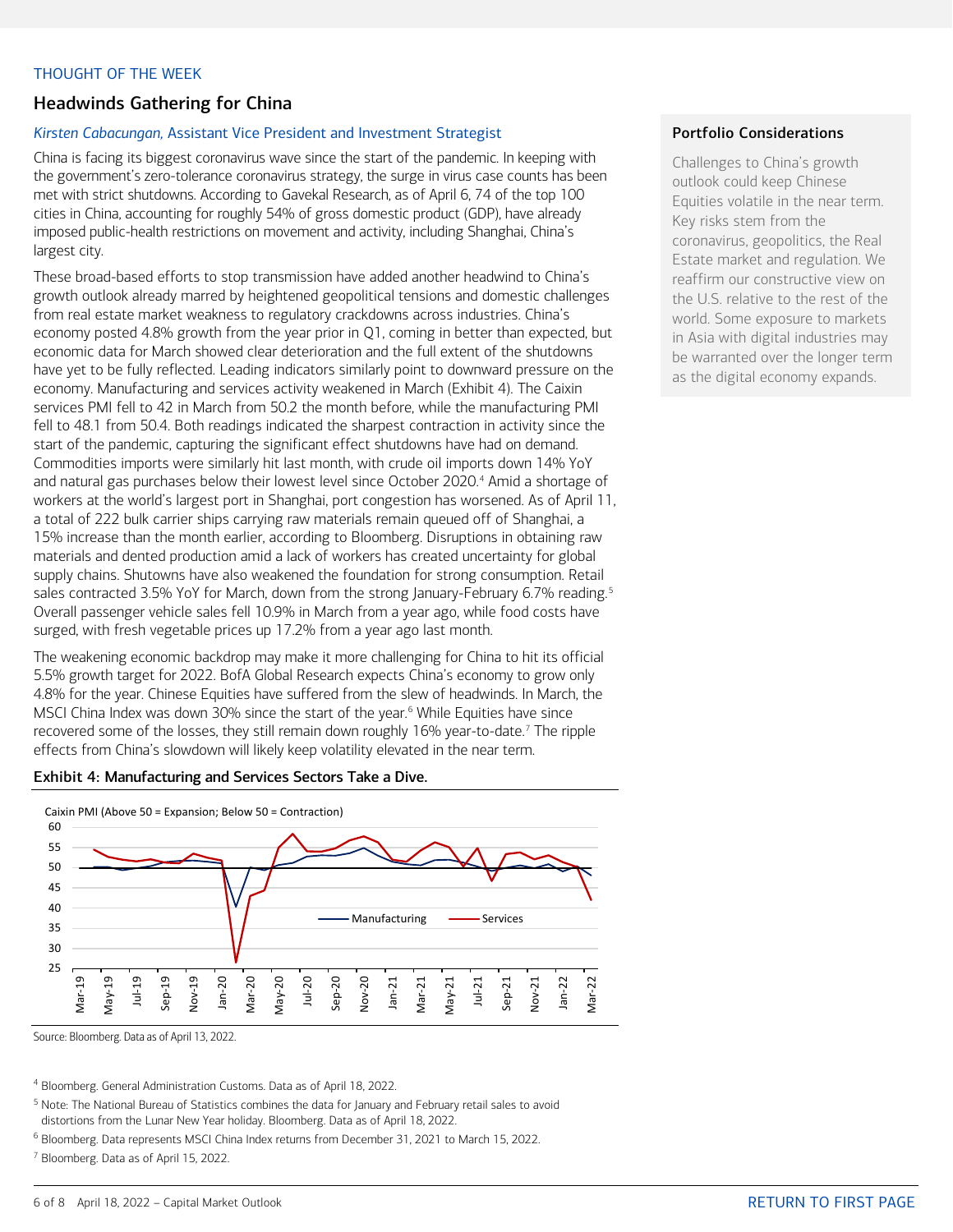THOUGHT OF THE WEEK

## Headwinds Gathering for China

*Kirsten Cabacungan,* Assistant Vice President and Investment Strategist

China is facing its biggest coronavirus wave since the start of the pandemic. In keeping with the government's zero-tolerance coronavirus strategy, the surge in virus case counts has been met with strict shutdowns. According to Gavekal Research, as of April 6, 74 of the top 100 cities in China, accounting for roughly 54% of gross domestic product (GDP), have already imposed public-health restrictions on movement and activity, including Shanghai, China's largest city.

These broad-based efforts to stop transmission have added another headwind to China's growth outlook already marred by heightened geopolitical tensions and domestic challenges from real estate market weakness to regulatory crackdowns across industries. China's economy posted 4.8% growth from the year prior in Q1, coming in better than expected, but economic data for March showed clear deterioration and the full extent of the shutdowns have yet to be fully reflected. Leading indicators similarly point to downward pressure on the economy. Manufacturing and services activity weakened in March (Exhibit 4). The Caixin services PMI fell to 42 in March from 50.2 the month before, while the manufacturing PMI fell to 48.1 from 50.4. Both readings indicated the sharpest contraction in activity since the start of the pandemic, capturing the significant effect shutdowns have had on demand. Commodities imports were similarly hit last month, with crude oil imports down 14% YoY and natural gas purchases below their lowest level since October 2020.[4] Amid a shortage of workers at the world's largest port in Shanghai, port congestion has worsened. As of April 11, a total of 222 bulk carrier ships carrying raw materials remain queued off of Shanghai, a 15% increase than the month earlier, according to Bloomberg. Disruptions in obtaining raw materials and dented production amid a lack of workers has created uncertainty for global supply chains. Shutowns have also weakened the foundation for strong consumption. Retail sales contracted 3.5% YoY for March, down from the strong January-February 6.7% reading.[5] Overall passenger vehicle sales fell 10.9% in March from a year ago, while food costs have surged, with fresh vegetable prices up 17.2% from a year ago last month.

The weakening economic backdrop may make it more challenging for China to hit its official 5.5% growth target for 2022. BofA Global Research expects China's economy to grow only 4.8% for the year. Chinese Equities have suffered from the slew of headwinds. In March, the MSCI China Index was down 30% since the start of the year.[6] While Equities have since recovered some of the losses, they still remain down roughly 16% year-to-date.[7] The ripple effects from China's slowdown will likely keep volatility elevated in the near term.

### Portfolio Considerations

Challenges to China's growth outlook could keep Chinese Equities volatile in the near term. Key risks stem from the coronavirus, geopolitics, the Real Estate market and regulation. We reaffirm our constructive view on the U.S. relative to the rest of the world. Some exposure to markets in Asia with digital industries may be warranted over the longer term as the digital economy expands.

**Exhibit 4: Manufacturing and Services Sectors Take a Dive.**

Caixin PMI (Above 50 = Expansion; Below 50 = Contraction)

Source: Bloomberg. Data as of April 13, 2022.

[4] Bloomberg. General Administration Customs. Data as of April 18, 2022.

[5] Note: The National Bureau of Statistics combines the data for January and February retail sales to avoid distortions from the Lunar New Year holiday. Bloomberg. Data as of April 18, 2022.

[6] Bloomberg. Data represents MSCI China Index returns from December 31, 2021 to March 15, 2022.

[7] Bloomberg. Data as of April 15, 2022.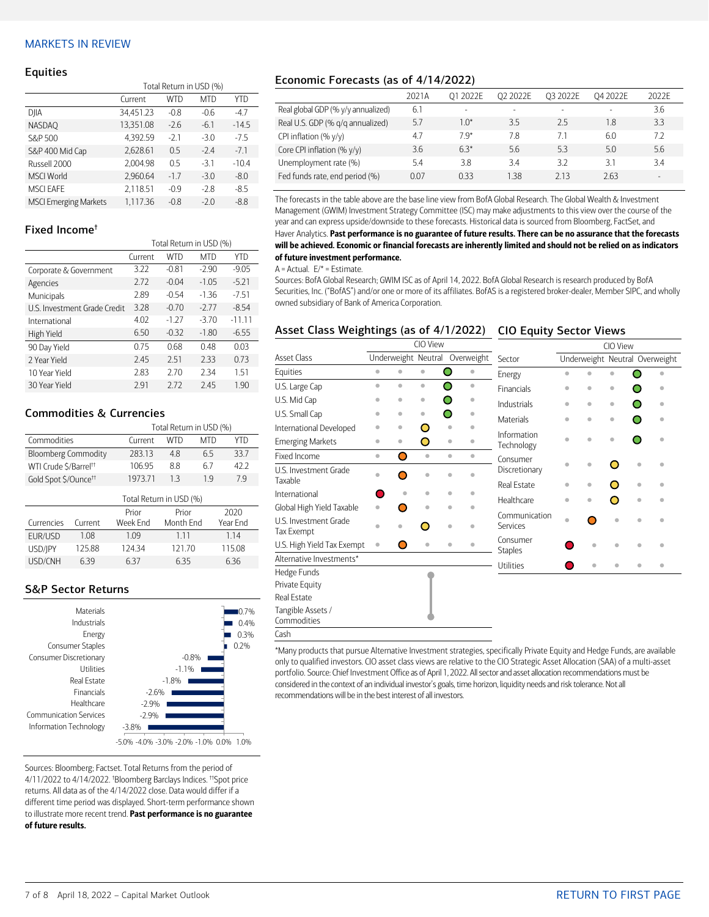## MARKETS IN REVIEW

### Equities

| | Total Return in USD (%) | | | |
|---|---|---|---|---|
| | Current | WTD | MTD | YTD |
| DJIA | 34,451.23 | -0.8 | -0.6 | -4.7 |
| NASDAQ | 13,351.08 | -2.6 | -6.1 | -14.5 |
| S&P 500 | 4,392.59 | -2.1 | -3.0 | -7.5 |
| S&P 400 Mid Cap | 2,628.61 | 0.5 | -2.4 | -7.1 |
| Russell 2000 | 2,004.98 | 0.5 | -3.1 | -10.4 |
| MSCI World | 2,960.64 | -1.7 | -3.0 | -8.0 |
| MSCI EAFE | 2,118.51 | -0.9 | -2.8 | -8.5 |
| MSCI Emerging Markets | 1,117.36 | -0.8 | -2.0 | -8.8 |

### Fixed Income†

| | Total Return in USD (%) | | | |
|---|---|---|---|---|
| | Current | WTD | MTD | YTD |
| Corporate & Government | 3.22 | -0.81 | -2.90 | -9.05 |
| Agencies | 2.72 | -0.04 | -1.05 | -5.21 |
| Municipals | 2.89 | -0.54 | -1.36 | -7.51 |
| U.S. Investment Grade Credit | 3.28 | -0.70 | -2.77 | -8.54 |
| International | 4.02 | -1.27 | -3.70 | -11.11 |
| High Yield | 6.50 | -0.32 | -1.80 | -6.55 |
| 90 Day Yield | 0.75 | 0.68 | 0.48 | 0.03 |
| 2 Year Yield | 2.45 | 2.51 | 2.33 | 0.73 |
| 10 Year Yield | 2.83 | 2.70 | 2.34 | 1.51 |
| 30 Year Yield | 2.91 | 2.72 | 2.45 | 1.90 |

### Commodities & Currencies

| | Total Return in USD (%) | | | |
|---|---|---|---|---|
| Commodities | Current | WTD | MTD | YTD |
| Bloomberg Commodity | 283.13 | 4.8 | 6.5 | 33.7 |
| WTI Crude $/Barrel†† | 106.95 | 8.8 | 6.7 | 42.2 |
| Gold Spot $/Ounce†† | 1973.71 | 1.3 | 1.9 | 7.9 |

| | Total Return in USD (%) | | | |
|---|---|---|---|---|
| Currencies | Current | Prior Week End | Prior Month End | 2020 Year End |
| EUR/USD | 1.08 | 1.09 | 1.11 | 1.14 |
| USD/JPY | 125.88 | 124.34 | 121.70 | 115.08 |
| USD/CNH | 6.39 | 6.37 | 6.35 | 6.36 |

### S&P Sector Returns

| Sector | Return |
|---|---|
| Materials | 0.7% |
| Industrials | 0.4% |
| Energy | 0.3% |
| Consumer Staples | 0.2% |
| Consumer Discretionary | -0.8% |
| Utilities | -1.1% |
| Real Estate | -1.8% |
| Financials | -2.6% |
| Healthcare | -2.9% |
| Communication Services | -2.9% |
| Information Technology | -3.8% |

Sources: Bloomberg; Factset. Total Returns from the period of 4/11/2022 to 4/14/2022. †Bloomberg Barclays Indices. ††Spot price returns. All data as of the 4/14/2022 close. Data would differ if a different time period was displayed. Short-term performance shown to illustrate more recent trend. **Past performance is no guarantee of future results.**

### Economic Forecasts (as of 4/14/2022)

| | 2021A | Q1 2022E | Q2 2022E | Q3 2022E | Q4 2022E | 2022E |
|---|---|---|---|---|---|---|
| Real global GDP (% y/y annualized) | 6.1 | - | - | - | - | 3.6 |
| Real U.S. GDP (% q/q annualized) | 5.7 | 1.0* | 3.5 | 2.5 | 1.8 | 3.3 |
| CPI inflation (% y/y) | 4.7 | 7.9* | 7.8 | 7.1 | 6.0 | 7.2 |
| Core CPI inflation (% y/y) | 3.6 | 6.3* | 5.6 | 5.3 | 5.0 | 5.6 |
| Unemployment rate (%) | 5.4 | 3.8 | 3.4 | 3.2 | 3.1 | 3.4 |
| Fed funds rate, end period (%) | 0.07 | 0.33 | 1.38 | 2.13 | 2.63 | - |

The forecasts in the table above are the base line view from BofA Global Research. The Global Wealth & Investment Management (GWIM) Investment Strategy Committee (ISC) may make adjustments to this view over the course of the year and can express upside/downside to these forecasts. Historical data is sourced from Bloomberg, FactSet, and Haver Analytics. **Past performance is no guarantee of future results. There can be no assurance that the forecasts will be achieved. Economic or financial forecasts are inherently limited and should not be relied on as indicators of future investment performance.**

A = Actual. E/* = Estimate.

Sources: BofA Global Research; GWIM ISC as of April 14, 2022. BofA Global Research is research produced by BofA Securities, Inc. ("BofAS") and/or one or more of its affiliates. BofAS is a registered broker-dealer, Member SIPC, and wholly owned subsidiary of Bank of America Corporation.

### Asset Class Weightings (as of 4/1/2022)

| Asset Class | CIO View |
|---|---|
| Equities | Slight Overweight |
| U.S. Large Cap | Slight Overweight |
| U.S. Mid Cap | Slight Overweight |
| U.S. Small Cap | Slight Overweight |
| International Developed | Neutral |
| Emerging Markets | Neutral |
| Fixed Income | Slight Underweight |
| U.S. Investment Grade Taxable | Slight Underweight |
| International | Underweight |
| Global High Yield Taxable | Slight Underweight |
| U.S. Investment Grade Tax Exempt | Neutral |
| U.S. High Yield Tax Exempt | Slight Underweight |
| Alternative Investments* | |
| Hedge Funds | |
| Private Equity | |
| Real Estate | |
| Tangible Assets / Commodities | |
| Cash | |

*Many products that pursue Alternative Investment strategies, specifically Private Equity and Hedge Funds, are available only to qualified investors. CIO asset class views are relative to the CIO Strategic Asset Allocation (SAA) of a multi-asset portfolio. Source: Chief Investment Office as of April 1, 2022. All sector and asset allocation recommendations must be considered in the context of an individual investor's goals, time horizon, liquidity needs and risk tolerance. Not all recommendations will be in the best interest of all investors.

### CIO Equity Sector Views

| Sector | CIO View |
|---|---|
| Energy | Slight Overweight |
| Financials | Slight Overweight |
| Industrials | Slight Overweight |
| Materials | Slight Overweight |
| Information Technology | Slight Overweight |
| Consumer Discretionary | Neutral |
| Real Estate | Neutral |
| Healthcare | Neutral |
| Communication Services | Slight Underweight |
| Consumer Staples | Underweight |
| Utilities | Underweight |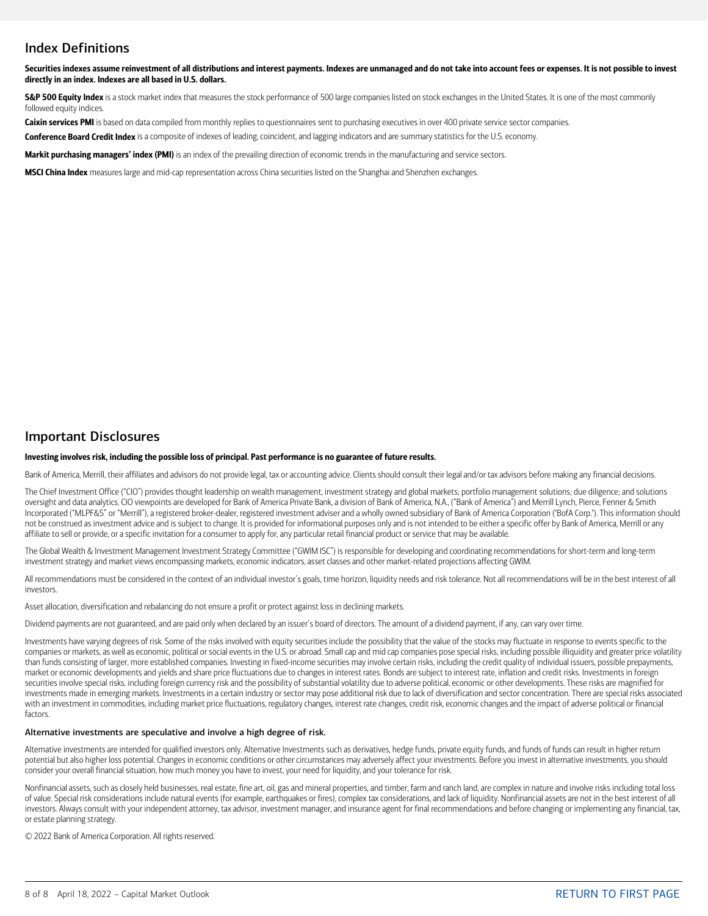## Index Definitions

**Securities indexes assume reinvestment of all distributions and interest payments. Indexes are unmanaged and do not take into account fees or expenses. It is not possible to invest directly in an index. Indexes are all based in U.S. dollars.**

**S&P 500 Equity Index** is a stock market index that measures the stock performance of 500 large companies listed on stock exchanges in the United States. It is one of the most commonly followed equity indices.

**Caixin services PMI** is based on data compiled from monthly replies to questionnaires sent to purchasing executives in over 400 private service sector companies.

**Conference Board Credit Index** is a composite of indexes of leading, coincident, and lagging indicators and are summary statistics for the U.S. economy.

**Markit purchasing managers' index (PMI)** is an index of the prevailing direction of economic trends in the manufacturing and service sectors.

**MSCI China Index** measures large and mid-cap representation across China securities listed on the Shanghai and Shenzhen exchanges.

## Important Disclosures

**Investing involves risk, including the possible loss of principal. Past performance is no guarantee of future results.**

Bank of America, Merrill, their affiliates and advisors do not provide legal, tax or accounting advice. Clients should consult their legal and/or tax advisors before making any financial decisions.

The Chief Investment Office ("CIO") provides thought leadership on wealth management, investment strategy and global markets; portfolio management solutions; due diligence; and solutions oversight and data analytics. CIO viewpoints are developed for Bank of America Private Bank, a division of Bank of America, N.A., ("Bank of America") and Merrill Lynch, Pierce, Fenner & Smith Incorporated ("MLPF&S" or "Merrill"), a registered broker-dealer, registered investment adviser and a wholly owned subsidiary of Bank of America Corporation ("BofA Corp."). This information should not be construed as investment advice and is subject to change. It is provided for informational purposes only and is not intended to be either a specific offer by Bank of America, Merrill or any affiliate to sell or provide, or a specific invitation for a consumer to apply for, any particular retail financial product or service that may be available.

The Global Wealth & Investment Management Investment Strategy Committee ("GWIM ISC") is responsible for developing and coordinating recommendations for short-term and long-term investment strategy and market views encompassing markets, economic indicators, asset classes and other market-related projections affecting GWIM.

All recommendations must be considered in the context of an individual investor's goals, time horizon, liquidity needs and risk tolerance. Not all recommendations will be in the best interest of all investors.

Asset allocation, diversification and rebalancing do not ensure a profit or protect against loss in declining markets.

Dividend payments are not guaranteed, and are paid only when declared by an issuer's board of directors. The amount of a dividend payment, if any, can vary over time.

Investments have varying degrees of risk. Some of the risks involved with equity securities include the possibility that the value of the stocks may fluctuate in response to events specific to the companies or markets, as well as economic, political or social events in the U.S. or abroad. Small cap and mid cap companies pose special risks, including possible illiquidity and greater price volatility than funds consisting of larger, more established companies. Investing in fixed-income securities may involve certain risks, including the credit quality of individual issuers, possible prepayments, market or economic developments and yields and share price fluctuations due to changes in interest rates. Bonds are subject to interest rate, inflation and credit risks. Investments in foreign securities involve special risks, including foreign currency risk and the possibility of substantial volatility due to adverse political, economic or other developments. These risks are magnified for investments made in emerging markets. Investments in a certain industry or sector may pose additional risk due to lack of diversification and sector concentration. There are special risks associated with an investment in commodities, including market price fluctuations, regulatory changes, interest rate changes, credit risk, economic changes and the impact of adverse political or financial factors.

### Alternative investments are speculative and involve a high degree of risk.

Alternative investments are intended for qualified investors only. Alternative Investments such as derivatives, hedge funds, private equity funds, and funds of funds can result in higher return potential but also higher loss potential. Changes in economic conditions or other circumstances may adversely affect your investments. Before you invest in alternative investments, you should consider your overall financial situation, how much money you have to invest, your need for liquidity, and your tolerance for risk.

Nonfinancial assets, such as closely held businesses, real estate, fine art, oil, gas and mineral properties, and timber, farm and ranch land, are complex in nature and involve risks including total loss of value. Special risk considerations include natural events (for example, earthquakes or fires), complex tax considerations, and lack of liquidity. Nonfinancial assets are not in the best interest of all investors. Always consult with your independent attorney, tax advisor, investment manager, and insurance agent for final recommendations and before changing or implementing any financial, tax, or estate planning strategy.

© 2022 Bank of America Corporation. All rights reserved.